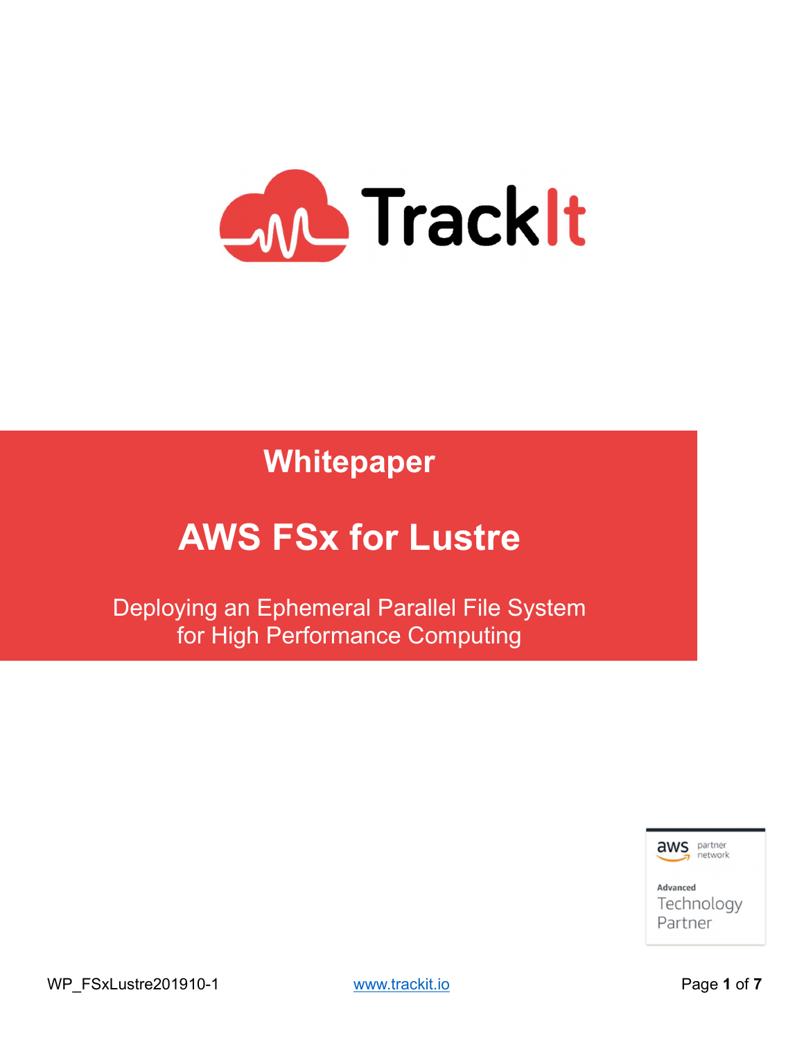TrackIt

# Whitepaper

# AWS FSx for Lustre

## Deploying an Ephemeral Parallel File System for High Performance Computing

aws partner network

Advanced Technology Partner

WP_FSxLustre201910-1

www.trackit.io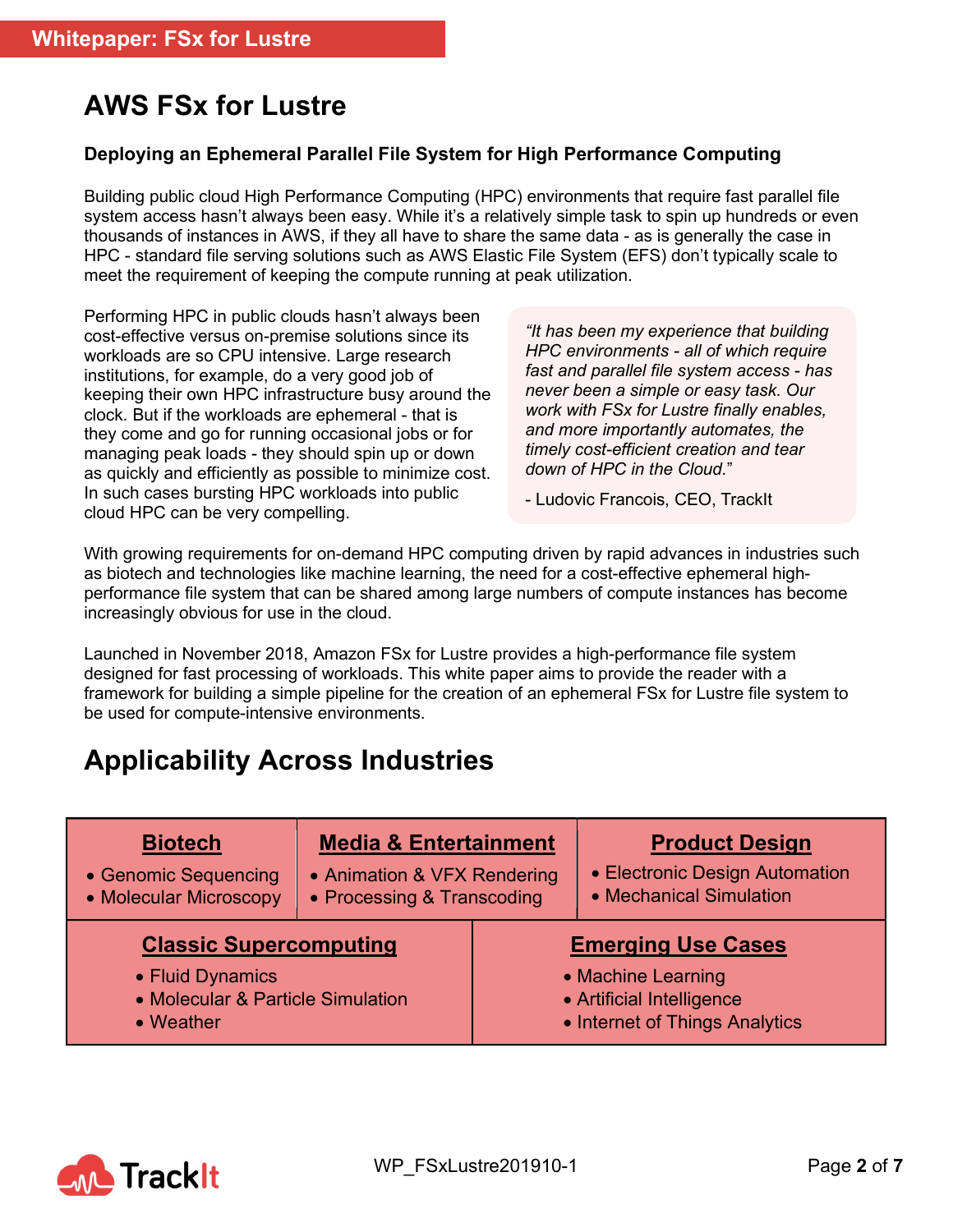# AWS FSx for Lustre

**Deploying an Ephemeral Parallel File System for High Performance Computing**

Building public cloud High Performance Computing (HPC) environments that require fast parallel file system access hasn't always been easy. While it's a relatively simple task to spin up hundreds or even thousands of instances in AWS, if they all have to share the same data - as is generally the case in HPC - standard file serving solutions such as AWS Elastic File System (EFS) don't typically scale to meet the requirement of keeping the compute running at peak utilization.

Performing HPC in public clouds hasn't always been cost-effective versus on-premise solutions since its workloads are so CPU intensive. Large research institutions, for example, do a very good job of keeping their own HPC infrastructure busy around the clock. But if the workloads are ephemeral - that is they come and go for running occasional jobs or for managing peak loads - they should spin up or down as quickly and efficiently as possible to minimize cost. In such cases bursting HPC workloads into public cloud HPC can be very compelling.

> *"It has been my experience that building HPC environments - all of which require fast and parallel file system access - has never been a simple or easy task. Our work with FSx for Lustre finally enables, and more importantly automates, the timely cost-efficient creation and tear down of HPC in the Cloud."*
>
> \- Ludovic Francois, CEO, TrackIt

With growing requirements for on-demand HPC computing driven by rapid advances in industries such as biotech and technologies like machine learning, the need for a cost-effective ephemeral high-performance file system that can be shared among large numbers of compute instances has become increasingly obvious for use in the cloud.

Launched in November 2018, Amazon FSx for Lustre provides a high-performance file system designed for fast processing of workloads. This white paper aims to provide the reader with a framework for building a simple pipeline for the creation of an ephemeral FSx for Lustre file system to be used for compute-intensive environments.

# Applicability Across Industries

| Biotech | Media & Entertainment | Product Design |
|---|---|---|
| • Genomic Sequencing<br>• Molecular Microscopy | • Animation & VFX Rendering<br>• Processing & Transcoding | • Electronic Design Automation<br>• Mechanical Simulation |

| Classic Supercomputing | Emerging Use Cases |
|---|---|
| • Fluid Dynamics<br>• Molecular & Particle Simulation<br>• Weather | • Machine Learning<br>• Artificial Intelligence<br>• Internet of Things Analytics |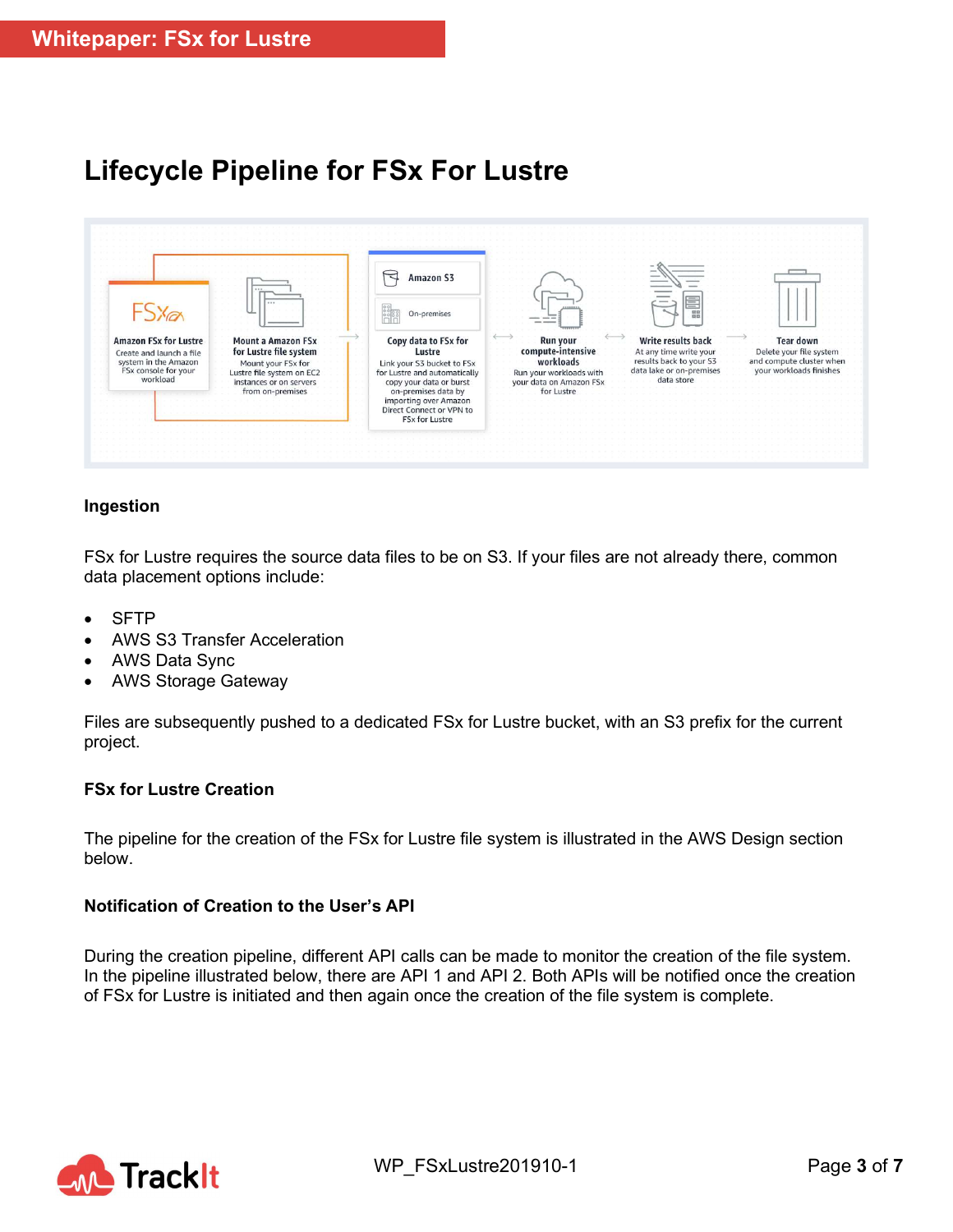# Lifecycle Pipeline for FSx For Lustre

**Amazon FSx for Lustre**
Create and launch a file system in the Amazon FSx console for your workload

**Mount a Amazon FSx for Lustre file system**
Mount your FSx for Lustre file system on EC2 instances or on servers from on-premises

**Copy data to FSx for Lustre**
Amazon S3
On-premises
Link your S3 bucket to FSx for Lustre and automatically copy your data or burst on-premises data by importing over Amazon Direct Connect or VPN to FSx for Lustre

**Run your compute-intensive workloads**
Run your workloads with your data on Amazon FSx for Lustre

**Write results back**
At any time write your results back to your S3 data lake or on-premises data store

**Tear down**
Delete your file system and compute cluster when your workloads finishes

### Ingestion

FSx for Lustre requires the source data files to be on S3. If your files are not already there, common data placement options include:

- SFTP
- AWS S3 Transfer Acceleration
- AWS Data Sync
- AWS Storage Gateway

Files are subsequently pushed to a dedicated FSx for Lustre bucket, with an S3 prefix for the current project.

### FSx for Lustre Creation

The pipeline for the creation of the FSx for Lustre file system is illustrated in the AWS Design section below.

### Notification of Creation to the User's API

During the creation pipeline, different API calls can be made to monitor the creation of the file system. In the pipeline illustrated below, there are API 1 and API 2. Both APIs will be notified once the creation of FSx for Lustre is initiated and then again once the creation of the file system is complete.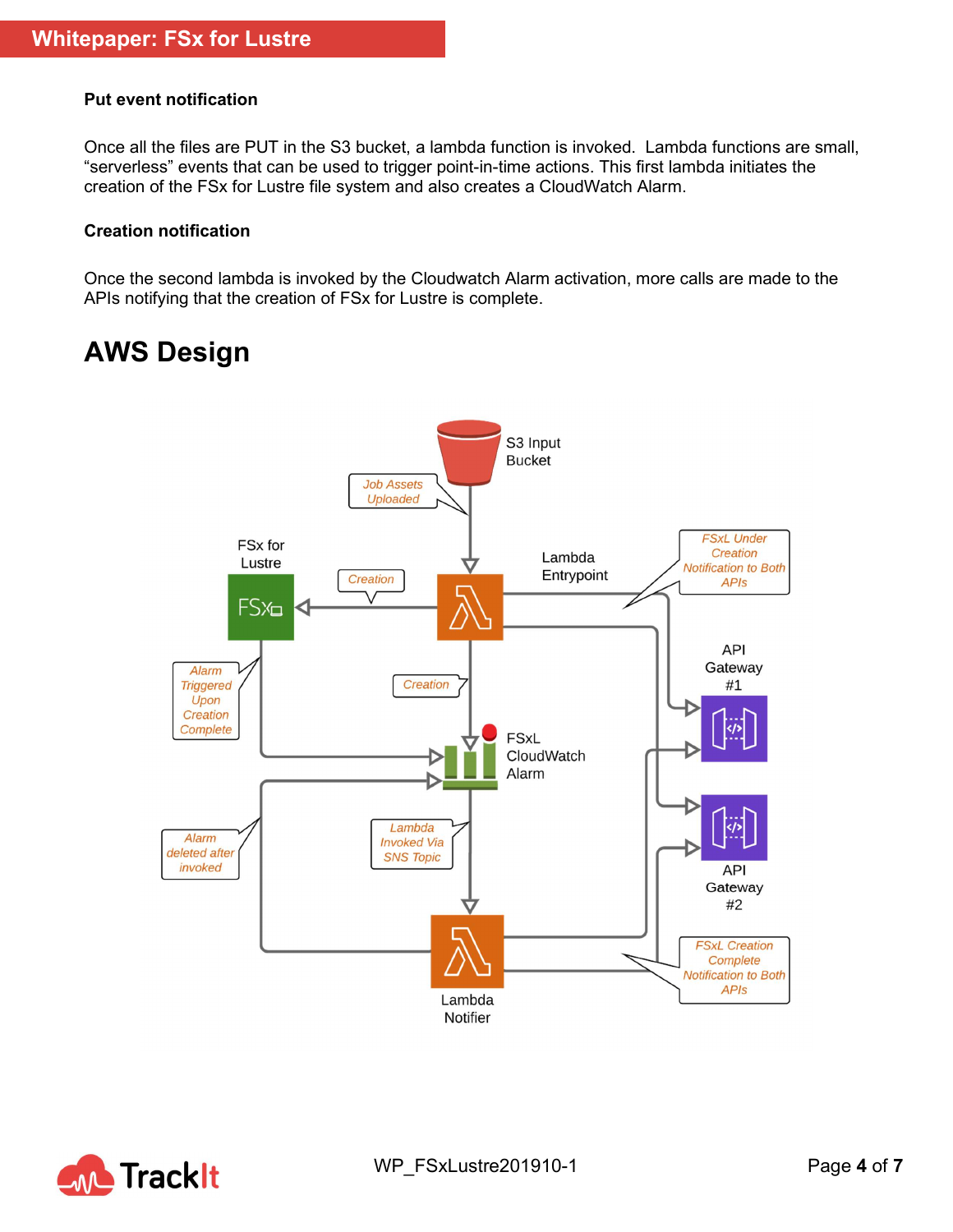**Put event notification**

Once all the files are PUT in the S3 bucket, a lambda function is invoked. Lambda functions are small, “serverless” events that can be used to trigger point-in-time actions. This first lambda initiates the creation of the FSx for Lustre file system and also creates a CloudWatch Alarm.

**Creation notification**

Once the second lambda is invoked by the Cloudwatch Alarm activation, more calls are made to the APIs notifying that the creation of FSx for Lustre is complete.

# AWS Design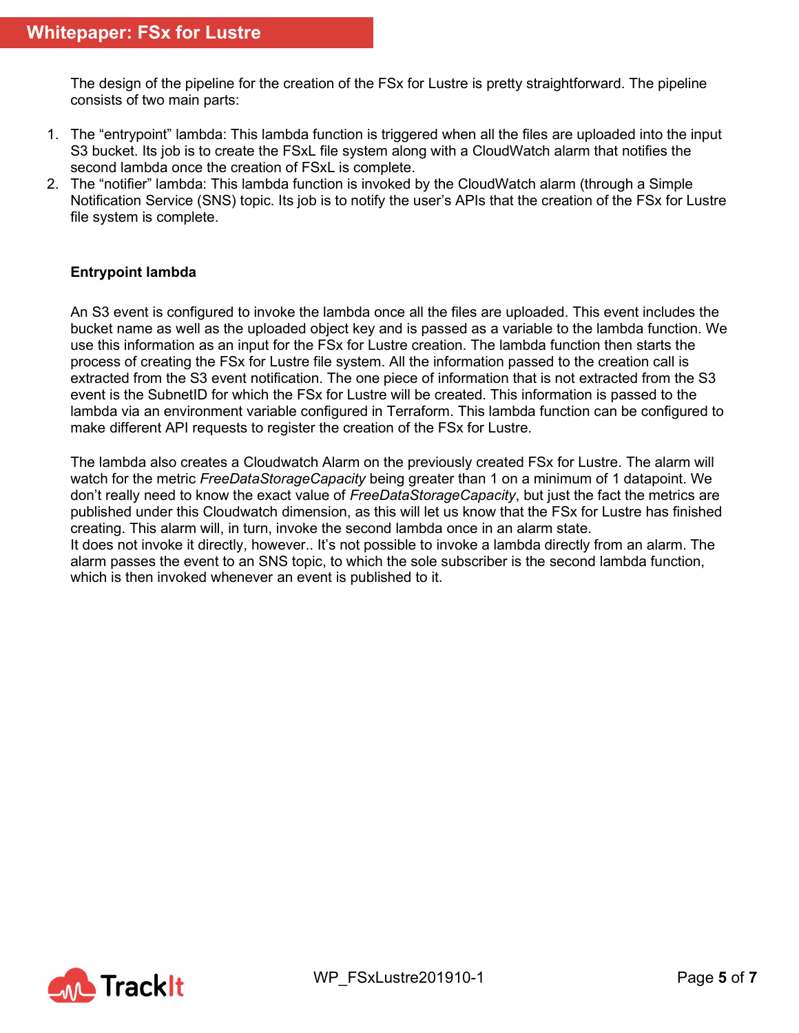The design of the pipeline for the creation of the FSx for Lustre is pretty straightforward. The pipeline consists of two main parts:

1. The "entrypoint" lambda: This lambda function is triggered when all the files are uploaded into the input S3 bucket. Its job is to create the FSxL file system along with a CloudWatch alarm that notifies the second lambda once the creation of FSxL is complete.
2. The "notifier" lambda: This lambda function is invoked by the CloudWatch alarm (through a Simple Notification Service (SNS) topic. Its job is to notify the user's APIs that the creation of the FSx for Lustre file system is complete.

**Entrypoint lambda**

An S3 event is configured to invoke the lambda once all the files are uploaded. This event includes the bucket name as well as the uploaded object key and is passed as a variable to the lambda function. We use this information as an input for the FSx for Lustre creation. The lambda function then starts the process of creating the FSx for Lustre file system. All the information passed to the creation call is extracted from the S3 event notification. The one piece of information that is not extracted from the S3 event is the SubnetID for which the FSx for Lustre will be created. This information is passed to the lambda via an environment variable configured in Terraform. This lambda function can be configured to make different API requests to register the creation of the FSx for Lustre.

The lambda also creates a Cloudwatch Alarm on the previously created FSx for Lustre. The alarm will watch for the metric *FreeDataStorageCapacity* being greater than 1 on a minimum of 1 datapoint. We don't really need to know the exact value of *FreeDataStorageCapacity*, but just the fact the metrics are published under this Cloudwatch dimension, as this will let us know that the FSx for Lustre has finished creating. This alarm will, in turn, invoke the second lambda once in an alarm state.
It does not invoke it directly, however.. It's not possible to invoke a lambda directly from an alarm. The alarm passes the event to an SNS topic, to which the sole subscriber is the second lambda function, which is then invoked whenever an event is published to it.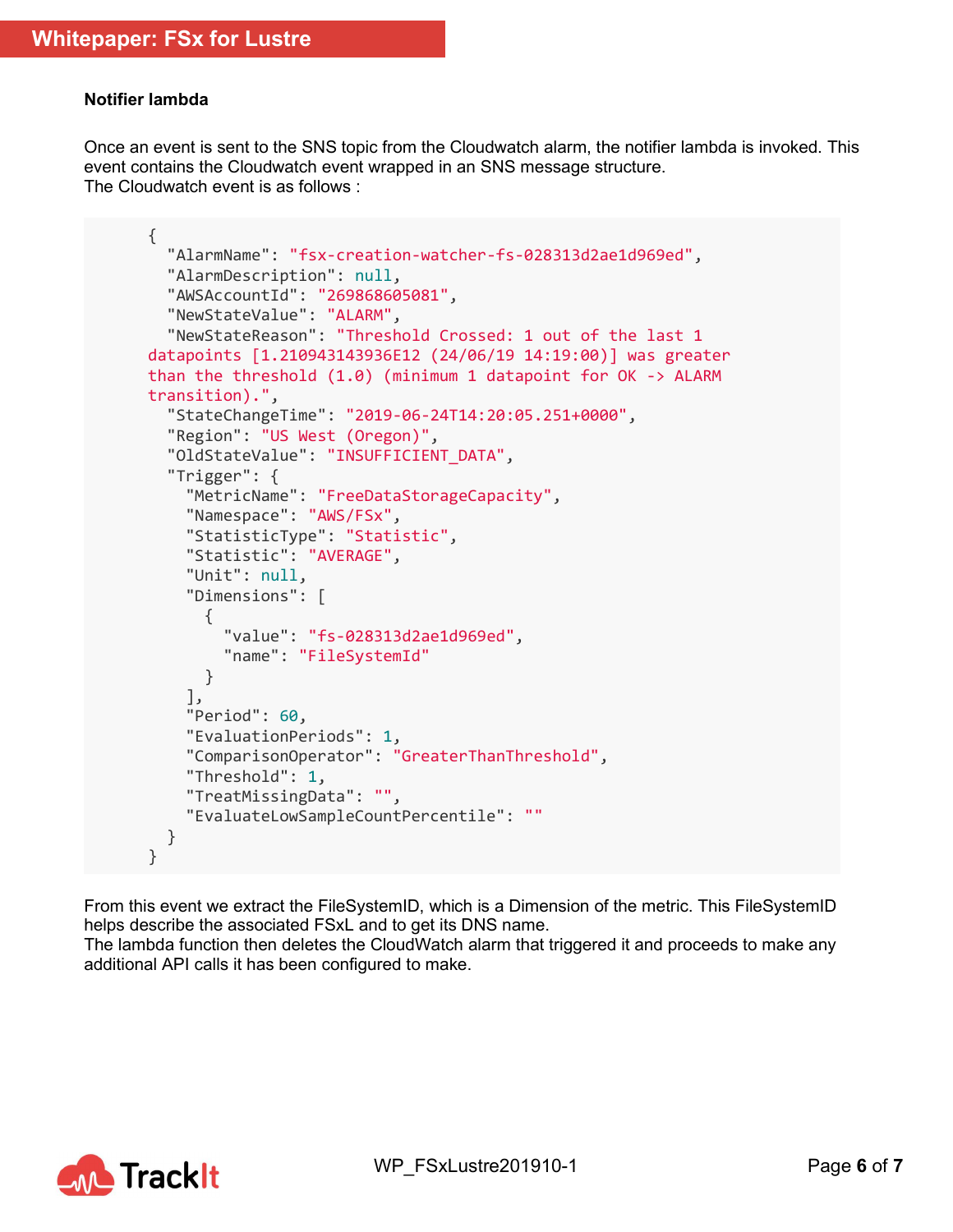### Notifier lambda

Once an event is sent to the SNS topic from the Cloudwatch alarm, the notifier lambda is invoked. This event contains the Cloudwatch event wrapped in an SNS message structure.
The Cloudwatch event is as follows :

```
{
  "AlarmName": "fsx-creation-watcher-fs-028313d2ae1d969ed",
  "AlarmDescription": null,
  "AWSAccountId": "269868605081",
  "NewStateValue": "ALARM",
  "NewStateReason": "Threshold Crossed: 1 out of the last 1
datapoints [1.210943143936E12 (24/06/19 14:19:00)] was greater
than the threshold (1.0) (minimum 1 datapoint for OK -> ALARM
transition).",
  "StateChangeTime": "2019-06-24T14:20:05.251+0000",
  "Region": "US West (Oregon)",
  "OldStateValue": "INSUFFICIENT_DATA",
  "Trigger": {
    "MetricName": "FreeDataStorageCapacity",
    "Namespace": "AWS/FSx",
    "StatisticType": "Statistic",
    "Statistic": "AVERAGE",
    "Unit": null,
    "Dimensions": [
      {
        "value": "fs-028313d2ae1d969ed",
        "name": "FileSystemId"
      }
    ],
    "Period": 60,
    "EvaluationPeriods": 1,
    "ComparisonOperator": "GreaterThanThreshold",
    "Threshold": 1,
    "TreatMissingData": "",
    "EvaluateLowSampleCountPercentile": ""
  }
}
```

From this event we extract the FileSystemID, which is a Dimension of the metric. This FileSystemID helps describe the associated FSxL and to get its DNS name.
The lambda function then deletes the CloudWatch alarm that triggered it and proceeds to make any additional API calls it has been configured to make.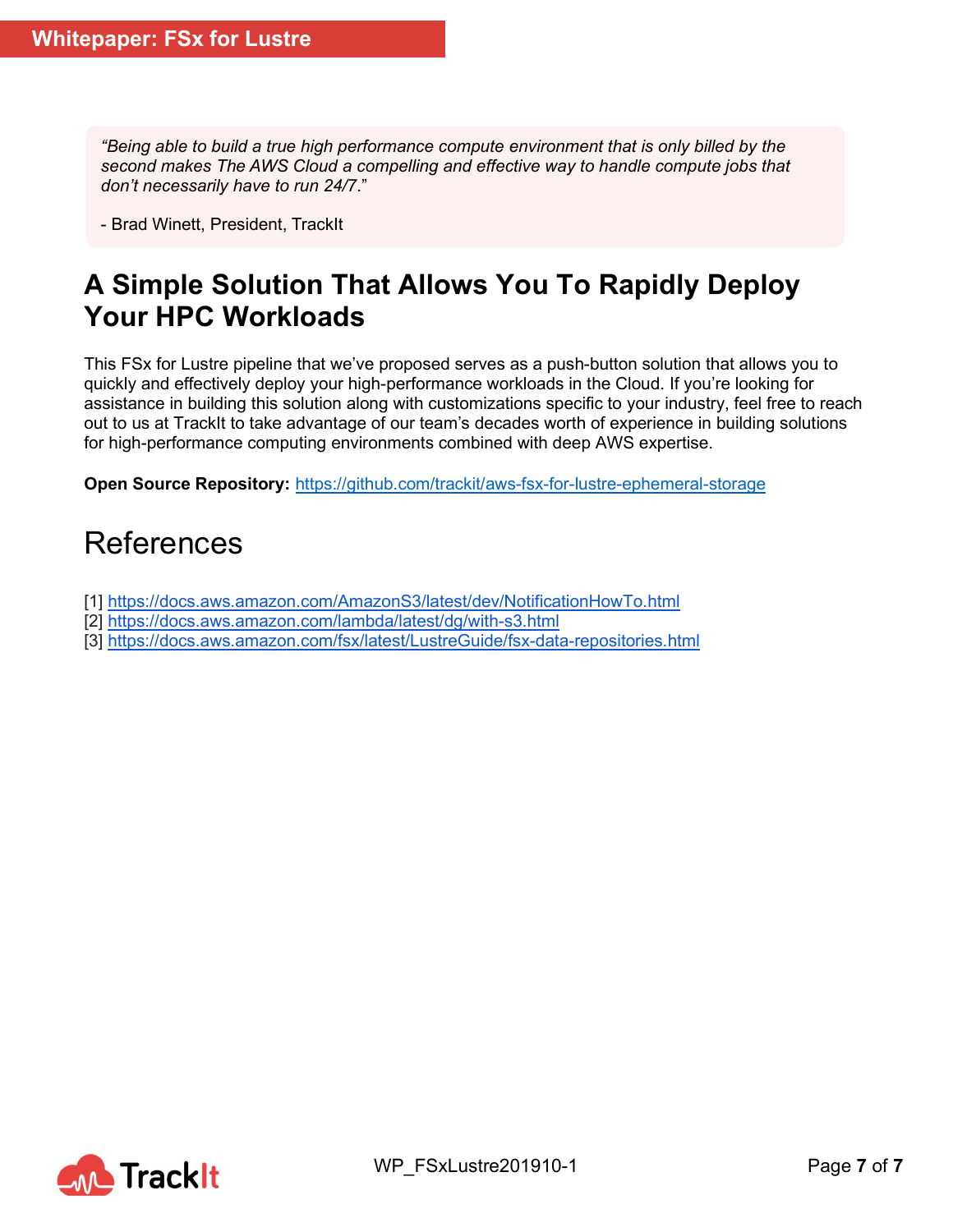> *"Being able to build a true high performance compute environment that is only billed by the second makes The AWS Cloud a compelling and effective way to handle compute jobs that don't necessarily have to run 24/7*."
>
> - Brad Winett, President, TrackIt

## A Simple Solution That Allows You To Rapidly Deploy Your HPC Workloads

This FSx for Lustre pipeline that we've proposed serves as a push-button solution that allows you to quickly and effectively deploy your high-performance workloads in the Cloud. If you're looking for assistance in building this solution along with customizations specific to your industry, feel free to reach out to us at TrackIt to take advantage of our team's decades worth of experience in building solutions for high-performance computing environments combined with deep AWS expertise.

**Open Source Repository:** https://github.com/trackit/aws-fsx-for-lustre-ephemeral-storage

# References

[1] https://docs.aws.amazon.com/AmazonS3/latest/dev/NotificationHowTo.html
[2] https://docs.aws.amazon.com/lambda/latest/dg/with-s3.html
[3] https://docs.aws.amazon.com/fsx/latest/LustreGuide/fsx-data-repositories.html